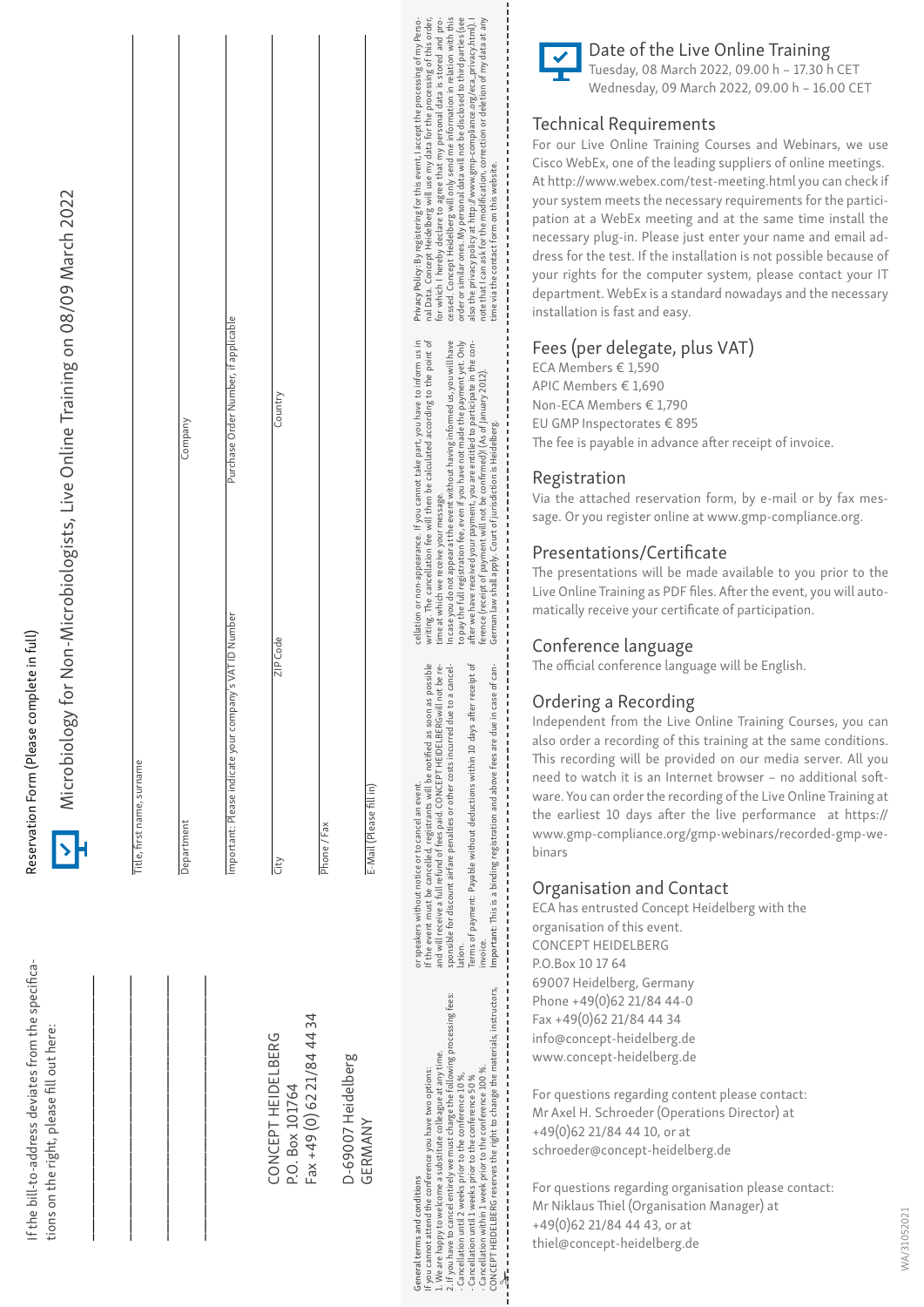If the bill-to-address deviates from the specifications on the right, please fill out here:

CONCEPT HEIDELBERG
P.O. Box 101764
Fax +49 (0) 62 21/84 44 34

D-69007 Heidelberg
GERMANY

## Reservation Form (Please complete in full)

## Microbiology for Non-Microbiologists, Live Online Training on 08/09 March 2022

Title, first name, surname

Department | Company

Important: Please indicate your company's VAT ID Number | Purchase Order Number, if applicable

City | ZIP Code | Country

Phone / Fax

E-Mail (Please fill in)

General terms and conditions
If you cannot attend the conference you have two options:
1. We are happy to welcome a substitute colleague at any time.
2. If you have to cancel entirely we must charge the following processing fees:
- Cancellation until 2 weeks prior to the conference 10 %,
- Cancellation until 1 week prior to the conference 50 %
- Cancellation within 1 week prior to the conference 100 %.

CONCEPT HEIDELBERG reserves the right to change the materials, instructors, or speakers without notice or to cancel an event.
If the event must be cancelled, registrants will be notified as soon as possible and will receive a full refund of fees paid. CONCEPT HEIDELBERG will not be responsible for discount airfare penalties or other costs incurred due to a cancellation.
Terms of payment: Payable without deductions within 10 days after receipt of invoice.
Important: This is a binding registration and above fees are due in case of cancellation or non-appearance. If you cannot take part, you have to inform us in writing. The cancellation fee will then be calculated according to the point of time at which we receive your message.
In case you do not appear at the event without having informed us, you will have to pay the full registration fee, even if you have not made the payment yet. Only after we have received your payment, you are entitled to participate in the conference (receipt of payment will not be confirmed)! (As of January 2012).
German law shall apply. Court of jurisdiction is Heidelberg.

Privacy Policy: By registering for this event, I accept the processing of my Personal Data. Concept Heidelberg will use my data for the processing of this order, for which I hereby declare to agree that my personal data is stored and processed. Concept Heidelberg will only send me information in relation with this order or similar ones. My personal data will not be disclosed to third parties (see also the privacy policy at http://www.gmp-compliance.org/eca_privacy.html). I note that I can ask for the modification, correction or deletion of my data at any time via the contact form on this website.

## Date of the Live Online Training

Tuesday, 08 March 2022, 09.00 h – 17.30 h CET
Wednesday, 09 March 2022, 09.00 h – 16.00 CET

## Technical Requirements

For our Live Online Training Courses and Webinars, we use Cisco WebEx, one of the leading suppliers of online meetings. At http://www.webex.com/test-meeting.html you can check if your system meets the necessary requirements for the participation at a WebEx meeting and at the same time install the necessary plug-in. Please just enter your name and email address for the test. If the installation is not possible because of your rights for the computer system, please contact your IT department. WebEx is a standard nowadays and the necessary installation is fast and easy.

## Fees (per delegate, plus VAT)

ECA Members € 1,590
APIC Members € 1,690
Non-ECA Members € 1,790
EU GMP Inspectorates € 895
The fee is payable in advance after receipt of invoice.

## Registration

Via the attached reservation form, by e-mail or by fax message. Or you register online at www.gmp-compliance.org.

## Presentations/Certificate

The presentations will be made available to you prior to the Live Online Training as PDF files. After the event, you will automatically receive your certificate of participation.

## Conference language

The official conference language will be English.

## Ordering a Recording

Independent from the Live Online Training Courses, you can also order a recording of this training at the same conditions. This recording will be provided on our media server. All you need to watch it is an Internet browser – no additional software. You can order the recording of the Live Online Training at the earliest 10 days after the live performance at https://www.gmp-compliance.org/gmp-webinars/recorded-gmp-webinars

## Organisation and Contact

ECA has entrusted Concept Heidelberg with the organisation of this event.
CONCEPT HEIDELBERG
P.O.Box 10 17 64
69007 Heidelberg, Germany
Phone +49(0)62 21/84 44-0
Fax +49(0)62 21/84 44 34
info@concept-heidelberg.de
www.concept-heidelberg.de

For questions regarding content please contact:
Mr Axel H. Schroeder (Operations Director) at
+49(0)62 21/84 44 10, or at
schroeder@concept-heidelberg.de

For questions regarding organisation please contact:
Mr Niklaus Thiel (Organisation Manager) at
+49(0)62 21/84 44 43, or at
thiel@concept-heidelberg.de

WA/31052021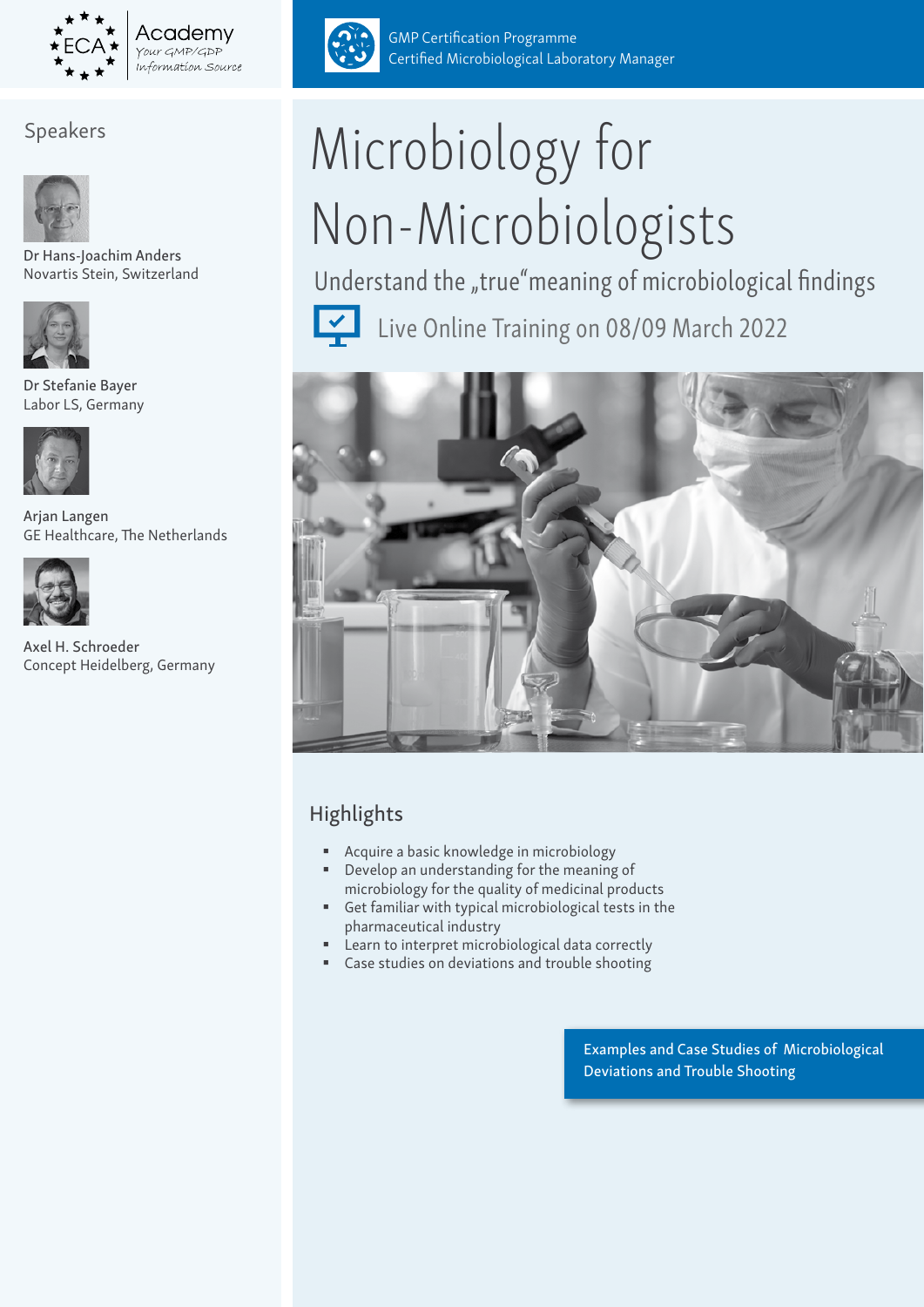ECA Academy
Your GMP/GDP Information Source

GMP Certification Programme
Certified Microbiological Laboratory Manager

## Speakers

Dr Hans-Joachim Anders
Novartis Stein, Switzerland

Dr Stefanie Bayer
Labor LS, Germany

Arjan Langen
GE Healthcare, The Netherlands

Axel H. Schroeder
Concept Heidelberg, Germany

# Microbiology for Non-Microbiologists

Understand the „true“ meaning of microbiological findings

Live Online Training on 08/09 March 2022

## Highlights

- Acquire a basic knowledge in microbiology
- Develop an understanding for the meaning of microbiology for the quality of medicinal products
- Get familiar with typical microbiological tests in the pharmaceutical industry
- Learn to interpret microbiological data correctly
- Case studies on deviations and trouble shooting

Examples and Case Studies of Microbiological Deviations and Trouble Shooting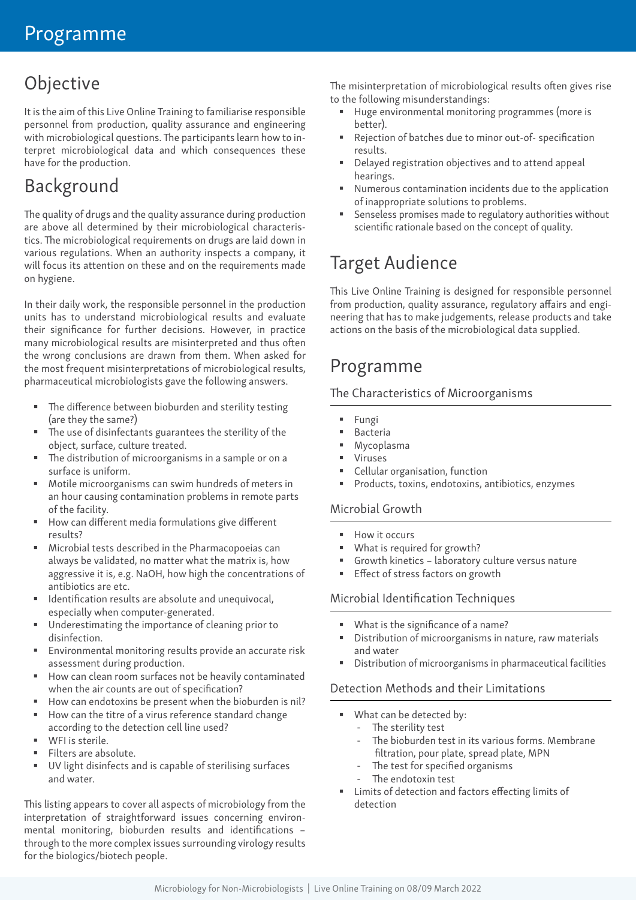# Programme

## Objective

It is the aim of this Live Online Training to familiarise responsible personnel from production, quality assurance and engineering with microbiological questions. The participants learn how to interpret microbiological data and which consequences these have for the production.

## Background

The quality of drugs and the quality assurance during production are above all determined by their microbiological characteristics. The microbiological requirements on drugs are laid down in various regulations. When an authority inspects a company, it will focus its attention on these and on the requirements made on hygiene.

In their daily work, the responsible personnel in the production units has to understand microbiological results and evaluate their significance for further decisions. However, in practice many microbiological results are misinterpreted and thus often the wrong conclusions are drawn from them. When asked for the most frequent misinterpretations of microbiological results, pharmaceutical microbiologists gave the following answers.

- The difference between bioburden and sterility testing (are they the same?)
- The use of disinfectants guarantees the sterility of the object, surface, culture treated.
- The distribution of microorganisms in a sample or on a surface is uniform.
- Motile microorganisms can swim hundreds of meters in an hour causing contamination problems in remote parts of the facility.
- How can different media formulations give different results?
- Microbial tests described in the Pharmacopoeias can always be validated, no matter what the matrix is, how aggressive it is, e.g. NaOH, how high the concentrations of antibiotics are etc.
- Identification results are absolute and unequivocal, especially when computer-generated.
- Underestimating the importance of cleaning prior to disinfection.
- Environmental monitoring results provide an accurate risk assessment during production.
- How can clean room surfaces not be heavily contaminated when the air counts are out of specification?
- How can endotoxins be present when the bioburden is nil?
- How can the titre of a virus reference standard change according to the detection cell line used?
- WFI is sterile.
- Filters are absolute.
- UV light disinfects and is capable of sterilising surfaces and water.

This listing appears to cover all aspects of microbiology from the interpretation of straightforward issues concerning environmental monitoring, bioburden results and identifications – through to the more complex issues surrounding virology results for the biologics/biotech people.

The misinterpretation of microbiological results often gives rise to the following misunderstandings:

- Huge environmental monitoring programmes (more is better).
- Rejection of batches due to minor out-of- specification results.
- Delayed registration objectives and to attend appeal hearings.
- Numerous contamination incidents due to the application of inappropriate solutions to problems.
- Senseless promises made to regulatory authorities without scientific rationale based on the concept of quality.

## Target Audience

This Live Online Training is designed for responsible personnel from production, quality assurance, regulatory affairs and engineering that has to make judgements, release products and take actions on the basis of the microbiological data supplied.

## Programme

### The Characteristics of Microorganisms

- Fungi
- Bacteria
- Mycoplasma
- Viruses
- Cellular organisation, function
- Products, toxins, endotoxins, antibiotics, enzymes

### Microbial Growth

- How it occurs
- What is required for growth?
- Growth kinetics – laboratory culture versus nature
- Effect of stress factors on growth

### Microbial Identification Techniques

- What is the significance of a name?
- Distribution of microorganisms in nature, raw materials and water
- Distribution of microorganisms in pharmaceutical facilities

### Detection Methods and their Limitations

- What can be detected by:
  - The sterility test
  - The bioburden test in its various forms. Membrane filtration, pour plate, spread plate, MPN
  - The test for specified organisms
  - The endotoxin test
- Limits of detection and factors effecting limits of detection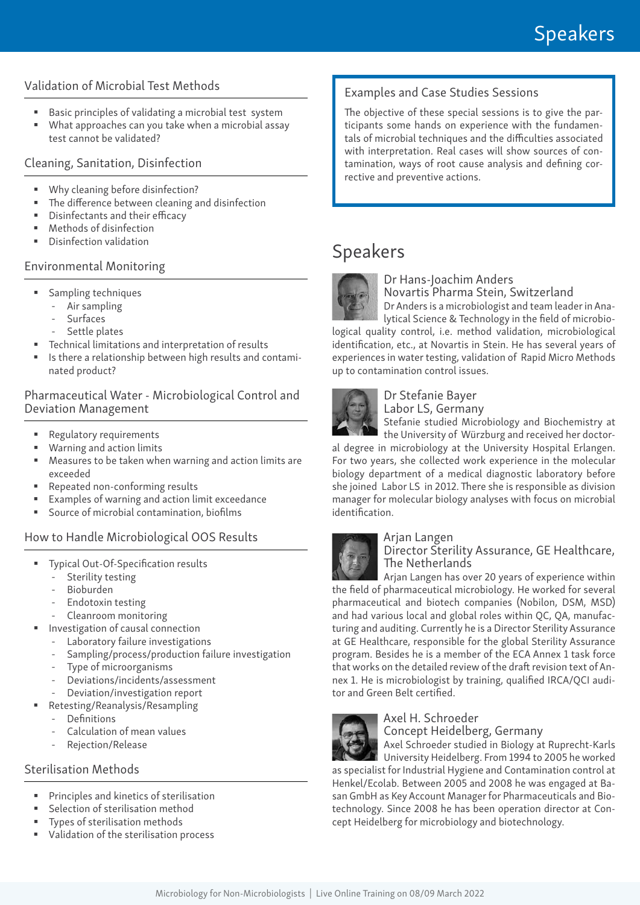### Validation of Microbial Test Methods

- Basic principles of validating a microbial test system
- What approaches can you take when a microbial assay test cannot be validated?

### Cleaning, Sanitation, Disinfection

- Why cleaning before disinfection?
- The difference between cleaning and disinfection
- Disinfectants and their efficacy
- Methods of disinfection
- Disinfection validation

### Environmental Monitoring

- Sampling techniques
  - Air sampling
  - Surfaces
  - Settle plates
- Technical limitations and interpretation of results
- Is there a relationship between high results and contaminated product?

### Pharmaceutical Water - Microbiological Control and Deviation Management

- Regulatory requirements
- Warning and action limits
- Measures to be taken when warning and action limits are exceeded
- Repeated non-conforming results
- Examples of warning and action limit exceedance
- Source of microbial contamination, biofilms

### How to Handle Microbiological OOS Results

- Typical Out-Of-Specification results
  - Sterility testing
  - Bioburden
  - Endotoxin testing
  - Cleanroom monitoring
- Investigation of causal connection
  - Laboratory failure investigations
  - Sampling/process/production failure investigation
  - Type of microorganisms
  - Deviations/incidents/assessment
  - Deviation/investigation report
- Retesting/Reanalysis/Resampling
  - Definitions
  - Calculation of mean values
  - Rejection/Release

### Sterilisation Methods

- Principles and kinetics of sterilisation
- Selection of sterilisation method
- Types of sterilisation methods
- Validation of the sterilisation process

### Examples and Case Studies Sessions

The objective of these special sessions is to give the participants some hands on experience with the fundamentals of microbial techniques and the difficulties associated with interpretation. Real cases will show sources of contamination, ways of root cause analysis and defining corrective and preventive actions.

## Speakers

**Dr Hans-Joachim Anders**
Novartis Pharma Stein, Switzerland

Dr Anders is a microbiologist and team leader in Analytical Science & Technology in the field of microbiological quality control, i.e. method validation, microbiological identification, etc., at Novartis in Stein. He has several years of experiences in water testing, validation of Rapid Micro Methods up to contamination control issues.

**Dr Stefanie Bayer**
Labor LS, Germany

Stefanie studied Microbiology and Biochemistry at the University of Würzburg and received her doctoral degree in microbiology at the University Hospital Erlangen. For two years, she collected work experience in the molecular biology department of a medical diagnostic laboratory before she joined Labor LS in 2012. There she is responsible as division manager for molecular biology analyses with focus on microbial identification.

**Arjan Langen**
Director Sterility Assurance, GE Healthcare, The Netherlands

Arjan Langen has over 20 years of experience within the field of pharmaceutical microbiology. He worked for several pharmaceutical and biotech companies (Nobilon, DSM, MSD) and had various local and global roles within QC, QA, manufacturing and auditing. Currently he is a Director Sterility Assurance at GE Healthcare, responsible for the global Sterility Assurance program. Besides he is a member of the ECA Annex 1 task force that works on the detailed review of the draft revision text of Annex 1. He is microbiologist by training, qualified IRCA/QCI auditor and Green Belt certified.

**Axel H. Schroeder**
Concept Heidelberg, Germany

Axel Schroeder studied in Biology at Ruprecht-Karls University Heidelberg. From 1994 to 2005 he worked as specialist for Industrial Hygiene and Contamination control at Henkel/Ecolab. Between 2005 and 2008 he was engaged at Basan GmbH as Key Account Manager for Pharmaceuticals and Biotechnology. Since 2008 he has been operation director at Concept Heidelberg for microbiology and biotechnology.